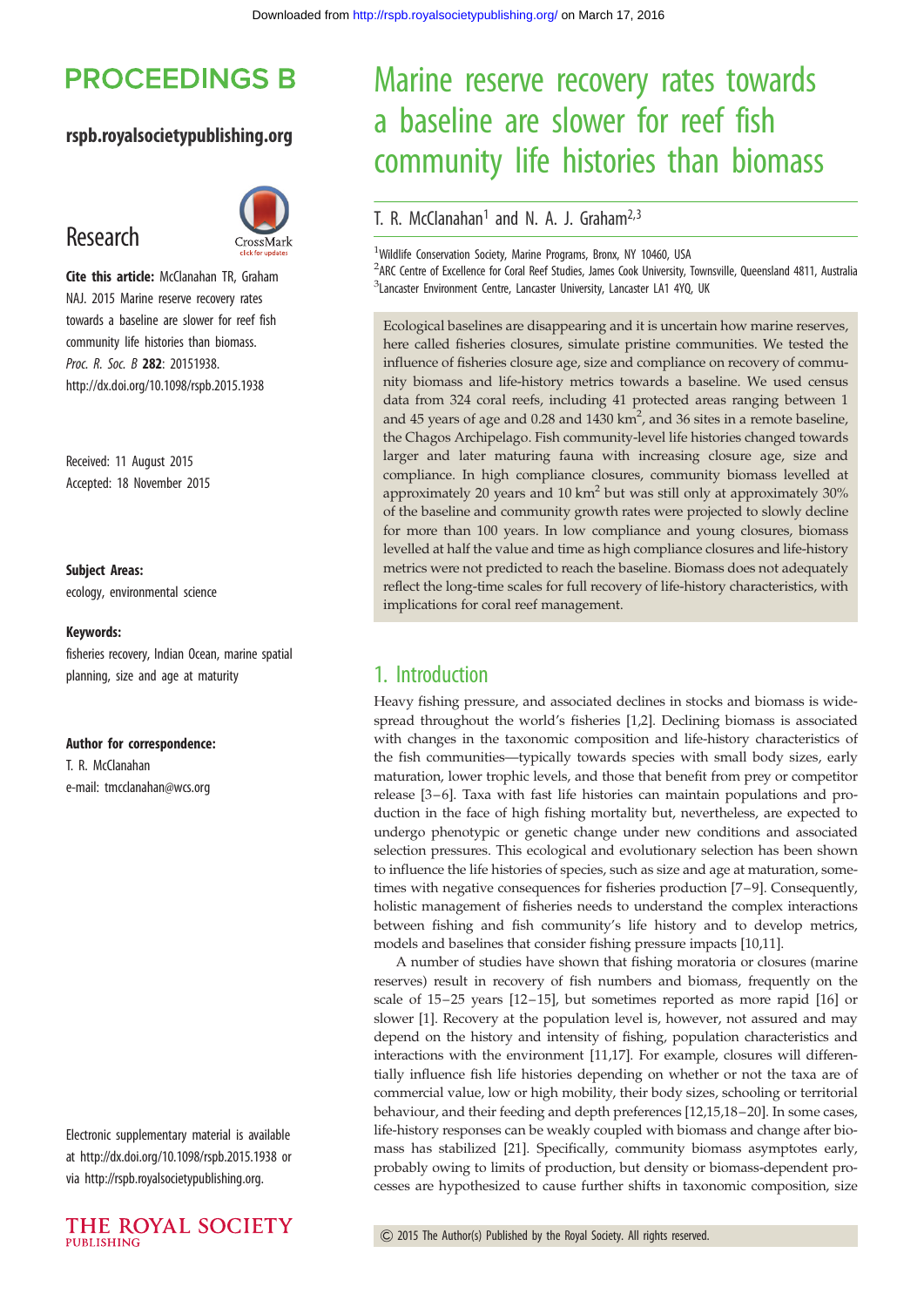# Marine reserve recovery rates towards a baseline are slower for reef fish community life histories than biomass

T. R. McClanahan[1] and N. A. J. Graham[2,3]

[1]Wildlife Conservation Society, Marine Programs, Bronx, NY 10460, USA
[2]ARC Centre of Excellence for Coral Reef Studies, James Cook University, Townsville, Queensland 4811, Australia
[3]Lancaster Environment Centre, Lancaster University, Lancaster LA1 4YQ, UK

PROCEEDINGS B

rspb.royalsocietypublishing.org

Research

**Cite this article:** McClanahan TR, Graham NAJ. 2015 Marine reserve recovery rates towards a baseline are slower for reef fish community life histories than biomass. *Proc. R. Soc. B* **282**: 20151938. http://dx.doi.org/10.1098/rspb.2015.1938

Received: 11 August 2015
Accepted: 18 November 2015

**Subject Areas:**
ecology, environmental science

**Keywords:**
fisheries recovery, Indian Ocean, marine spatial planning, size and age at maturity

**Author for correspondence:**
T. R. McClanahan
e-mail: tmcclanahan@wcs.org

Electronic supplementary material is available at http://dx.doi.org/10.1098/rspb.2015.1938 or via http://rspb.royalsocietypublishing.org.

Ecological baselines are disappearing and it is uncertain how marine reserves, here called fisheries closures, simulate pristine communities. We tested the influence of fisheries closure age, size and compliance on recovery of community biomass and life-history metrics towards a baseline. We used census data from 324 coral reefs, including 41 protected areas ranging between 1 and 45 years of age and 0.28 and 1430 km$^2$, and 36 sites in a remote baseline, the Chagos Archipelago. Fish community-level life histories changed towards larger and later maturing fauna with increasing closure age, size and compliance. In high compliance closures, community biomass levelled at approximately 20 years and 10 km$^2$ but was still only at approximately 30% of the baseline and community growth rates were projected to slowly decline for more than 100 years. In low compliance and young closures, biomass levelled at half the value and time as high compliance closures and life-history metrics were not predicted to reach the baseline. Biomass does not adequately reflect the long-time scales for full recovery of life-history characteristics, with implications for coral reef management.

## 1. Introduction

Heavy fishing pressure, and associated declines in stocks and biomass is widespread throughout the world's fisheries [1,2]. Declining biomass is associated with changes in the taxonomic composition and life-history characteristics of the fish communities—typically towards species with small body sizes, early maturation, lower trophic levels, and those that benefit from prey or competitor release [3–6]. Taxa with fast life histories can maintain populations and production in the face of high fishing mortality but, nevertheless, are expected to undergo phenotypic or genetic change under new conditions and associated selection pressures. This ecological and evolutionary selection has been shown to influence the life histories of species, such as size and age at maturation, sometimes with negative consequences for fisheries production [7–9]. Consequently, holistic management of fisheries needs to understand the complex interactions between fishing and fish community's life history and to develop metrics, models and baselines that consider fishing pressure impacts [10,11].

A number of studies have shown that fishing moratoria or closures (marine reserves) result in recovery of fish numbers and biomass, frequently on the scale of 15–25 years [12–15], but sometimes reported as more rapid [16] or slower [1]. Recovery at the population level is, however, not assured and may depend on the history and intensity of fishing, population characteristics and interactions with the environment [11,17]. For example, closures will differentially influence fish life histories depending on whether or not the taxa are of commercial value, low or high mobility, their body sizes, schooling or territorial behaviour, and their feeding and depth preferences [12,15,18–20]. In some cases, life-history responses can be weakly coupled with biomass and change after biomass has stabilized [21]. Specifically, community biomass asymptotes early, probably owing to limits of production, but density or biomass-dependent processes are hypothesized to cause further shifts in taxonomic composition, size

© 2015 The Author(s) Published by the Royal Society. All rights reserved.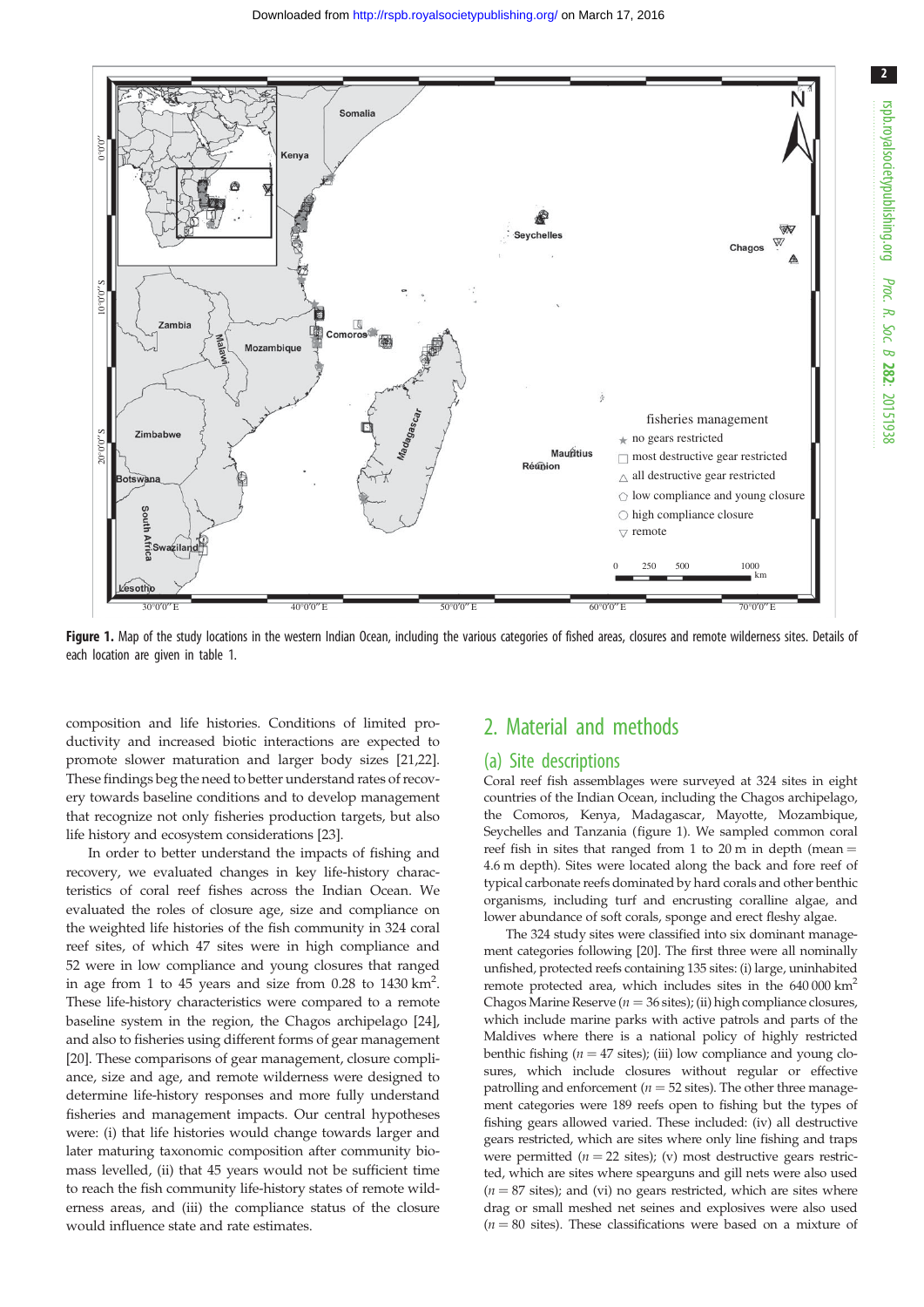**Figure 1.** Map of the study locations in the western Indian Ocean, including the various categories of fished areas, closures and remote wilderness sites. Details of each location are given in table 1.

composition and life histories. Conditions of limited productivity and increased biotic interactions are expected to promote slower maturation and larger body sizes [21,22]. These findings beg the need to better understand rates of recovery towards baseline conditions and to develop management that recognize not only fisheries production targets, but also life history and ecosystem considerations [23].

In order to better understand the impacts of fishing and recovery, we evaluated changes in key life-history characteristics of coral reef fishes across the Indian Ocean. We evaluated the roles of closure age, size and compliance on the weighted life histories of the fish community in 324 coral reef sites, of which 47 sites were in high compliance and 52 were in low compliance and young closures that ranged in age from 1 to 45 years and size from 0.28 to 1430 km$^2$. These life-history characteristics were compared to a remote baseline system in the region, the Chagos archipelago [24], and also to fisheries using different forms of gear management [20]. These comparisons of gear management, closure compliance, size and age, and remote wilderness were designed to determine life-history responses and more fully understand fisheries and management impacts. Our central hypotheses were: (i) that life histories would change towards larger and later maturing taxonomic composition after community biomass levelled, (ii) that 45 years would not be sufficient time to reach the fish community life-history states of remote wilderness areas, and (iii) the compliance status of the closure would influence state and rate estimates.

## 2. Material and methods

### (a) Site descriptions

Coral reef fish assemblages were surveyed at 324 sites in eight countries of the Indian Ocean, including the Chagos archipelago, the Comoros, Kenya, Madagascar, Mayotte, Mozambique, Seychelles and Tanzania (figure 1). We sampled common coral reef fish in sites that ranged from 1 to 20 m in depth (mean = 4.6 m depth). Sites were located along the back and fore reef of typical carbonate reefs dominated by hard corals and other benthic organisms, including turf and encrusting coralline algae, and lower abundance of soft corals, sponge and erect fleshy algae.

The 324 study sites were classified into six dominant management categories following [20]. The first three were all nominally unfished, protected reefs containing 135 sites: (i) large, uninhabited remote protected area, which includes sites in the 640 000 km$^2$ Chagos Marine Reserve ($n = 36$ sites); (ii) high compliance closures, which include marine parks with active patrols and parts of the Maldives where there is a national policy of highly restricted benthic fishing ($n = 47$ sites); (iii) low compliance and young closures, which include closures without regular or effective patrolling and enforcement ($n = 52$ sites). The other three management categories were 189 reefs open to fishing but the types of fishing gears allowed varied. These included: (iv) all destructive gears restricted, which are sites where only line fishing and traps were permitted ($n = 22$ sites); (v) most destructive gears restricted, which are sites where spearguns and gill nets were also used ($n = 87$ sites); and (vi) no gears restricted, which are sites where drag or small meshed net seines and explosives were also used ($n = 80$ sites). These classifications were based on a mixture of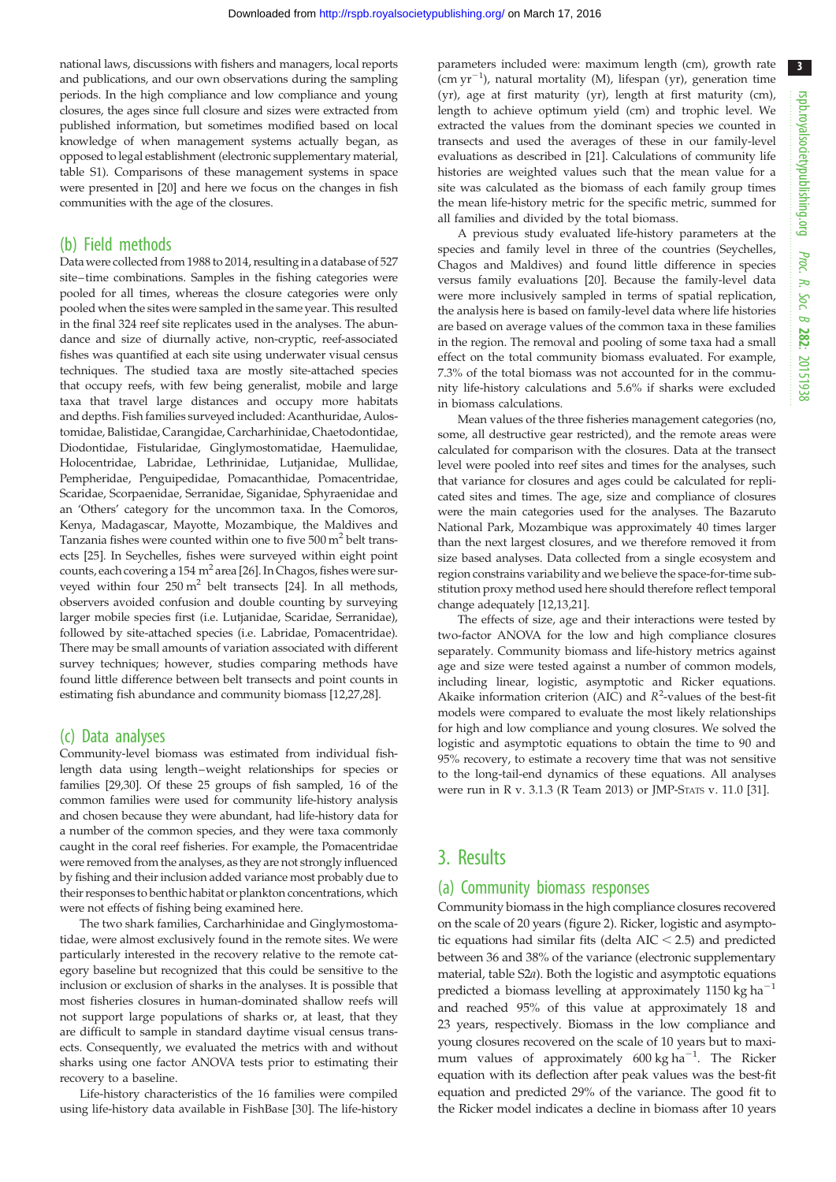national laws, discussions with fishers and managers, local reports and publications, and our own observations during the sampling periods. In the high compliance and low compliance and young closures, the ages since full closure and sizes were extracted from published information, but sometimes modified based on local knowledge of when management systems actually began, as opposed to legal establishment (electronic supplementary material, table S1). Comparisons of these management systems in space were presented in [20] and here we focus on the changes in fish communities with the age of the closures.

## (b) Field methods

Data were collected from 1988 to 2014, resulting in a database of 527 site–time combinations. Samples in the fishing categories were pooled for all times, whereas the closure categories were only pooled when the sites were sampled in the same year. This resulted in the final 324 reef site replicates used in the analyses. The abundance and size of diurnally active, non-cryptic, reef-associated fishes was quantified at each site using underwater visual census techniques. The studied taxa are mostly site-attached species that occupy reefs, with few being generalist, mobile and large taxa that travel large distances and occupy more habitats and depths. Fish families surveyed included: Acanthuridae, Aulostomidae, Balistidae, Carangidae, Carcharhinidae, Chaetodontidae, Diodontidae, Fistularidae, Ginglymostomatidae, Haemulidae, Holocentridae, Labridae, Lethrinidae, Lutjanidae, Mullidae, Pempheridae, Penguipedidae, Pomacanthidae, Pomacentridae, Scaridae, Scorpaenidae, Serranidae, Siganidae, Sphyraenidae and an 'Others' category for the uncommon taxa. In the Comoros, Kenya, Madagascar, Mayotte, Mozambique, the Maldives and Tanzania fishes were counted within one to five 500 m$^2$ belt transects [25]. In Seychelles, fishes were surveyed within eight point counts, each covering a 154 m$^2$ area [26]. In Chagos, fishes were surveyed within four 250 m$^2$ belt transects [24]. In all methods, observers avoided confusion and double counting by surveying larger mobile species first (i.e. Lutjanidae, Scaridae, Serranidae), followed by site-attached species (i.e. Labridae, Pomacentridae). There may be small amounts of variation associated with different survey techniques; however, studies comparing methods have found little difference between belt transects and point counts in estimating fish abundance and community biomass [12,27,28].

## (c) Data analyses

Community-level biomass was estimated from individual fish-length data using length–weight relationships for species or families [29,30]. Of these 25 groups of fish sampled, 16 of the common families were used for community life-history analysis and chosen because they were abundant, had life-history data for a number of the common species, and they were taxa commonly caught in the coral reef fisheries. For example, the Pomacentridae were removed from the analyses, as they are not strongly influenced by fishing and their inclusion added variance most probably due to their responses to benthic habitat or plankton concentrations, which were not effects of fishing being examined here.

The two shark families, Carcharhinidae and Ginglymostomatidae, were almost exclusively found in the remote sites. We were particularly interested in the recovery relative to the remote category baseline but recognized that this could be sensitive to the inclusion or exclusion of sharks in the analyses. It is possible that most fisheries closures in human-dominated shallow reefs will not support large populations of sharks or, at least, that they are difficult to sample in standard daytime visual census transects. Consequently, we evaluated the metrics with and without sharks using one factor ANOVA tests prior to estimating their recovery to a baseline.

Life-history characteristics of the 16 families were compiled using life-history data available in FishBase [30]. The life-history parameters included were: maximum length (cm), growth rate (cm yr$^{-1}$), natural mortality (M), lifespan (yr), generation time (yr), age at first maturity (yr), length at first maturity (cm), length to achieve optimum yield (cm) and trophic level. We extracted the values from the dominant species we counted in transects and used the averages of these in our family-level evaluations as described in [21]. Calculations of community life histories are weighted values such that the mean value for a site was calculated as the biomass of each family group times the mean life-history metric for the specific metric, summed for all families and divided by the total biomass.

A previous study evaluated life-history parameters at the species and family level in three of the countries (Seychelles, Chagos and Maldives) and found little difference in species versus family evaluations [20]. Because the family-level data were more inclusively sampled in terms of spatial replication, the analysis here is based on family-level data where life histories are based on average values of the common taxa in these families in the region. The removal and pooling of some taxa had a small effect on the total community biomass evaluated. For example, 7.3% of the total biomass was not accounted for in the community life-history calculations and 5.6% if sharks were excluded in biomass calculations.

Mean values of the three fisheries management categories (no, some, all destructive gear restricted), and the remote areas were calculated for comparison with the closures. Data at the transect level were pooled into reef sites and times for the analyses, such that variance for closures and ages could be calculated for replicated sites and times. The age, size and compliance of closures were the main categories used for the analyses. The Bazaruto National Park, Mozambique was approximately 40 times larger than the next largest closures, and we therefore removed it from size based analyses. Data collected from a single ecosystem and region constrains variability and we believe the space-for-time substitution proxy method used here should therefore reflect temporal change adequately [12,13,21].

The effects of size, age and their interactions were tested by two-factor ANOVA for the low and high compliance closures separately. Community biomass and life-history metrics against age and size were tested against a number of common models, including linear, logistic, asymptotic and Ricker equations. Akaike information criterion (AIC) and $R^2$-values of the best-fit models were compared to evaluate the most likely relationships for high and low compliance and young closures. We solved the logistic and asymptotic equations to obtain the time to 90 and 95% recovery, to estimate a recovery time that was not sensitive to the long-tail-end dynamics of these equations. All analyses were run in R v. 3.1.3 (R Team 2013) or JMP-Stats v. 11.0 [31].

# 3. Results

## (a) Community biomass responses

Community biomass in the high compliance closures recovered on the scale of 20 years (figure 2). Ricker, logistic and asymptotic equations had similar fits (delta AIC < 2.5) and predicted between 36 and 38% of the variance (electronic supplementary material, table S2*a*). Both the logistic and asymptotic equations predicted a biomass levelling at approximately 1150 kg ha$^{-1}$ and reached 95% of this value at approximately 18 and 23 years, respectively. Biomass in the low compliance and young closures recovered on the scale of 10 years but to maximum values of approximately 600 kg ha$^{-1}$. The Ricker equation with its deflection after peak values was the best-fit equation and predicted 29% of the variance. The good fit to the Ricker model indicates a decline in biomass after 10 years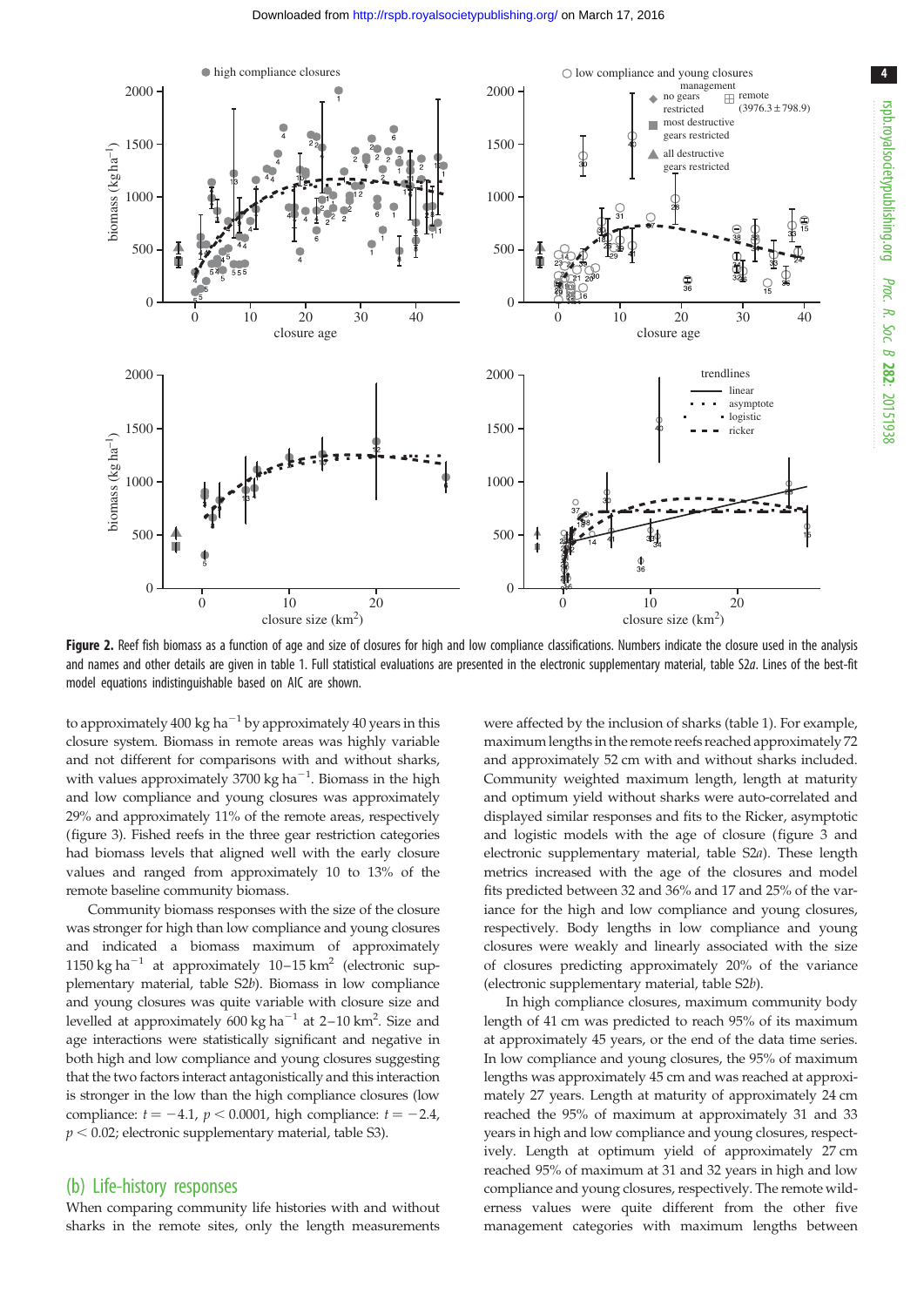**Figure 2.** Reef fish biomass as a function of age and size of closures for high and low compliance classifications. Numbers indicate the closure used in the analysis and names and other details are given in table 1. Full statistical evaluations are presented in the electronic supplementary material, table S2*a*. Lines of the best-fit model equations indistinguishable based on AIC are shown.

to approximately 400 kg ha$^{-1}$ by approximately 40 years in this closure system. Biomass in remote areas was highly variable and not different for comparisons with and without sharks, with values approximately 3700 kg ha$^{-1}$. Biomass in the high and low compliance and young closures was approximately 29% and approximately 11% of the remote areas, respectively (figure 3). Fished reefs in the three gear restriction categories had biomass levels that aligned well with the early closure values and ranged from approximately 10 to 13% of the remote baseline community biomass.

Community biomass responses with the size of the closure was stronger for high than low compliance and young closures and indicated a biomass maximum of approximately 1150 kg ha$^{-1}$ at approximately 10–15 km$^2$ (electronic supplementary material, table S2*b*). Biomass in low compliance and young closures was quite variable with closure size and levelled at approximately 600 kg ha$^{-1}$ at 2–10 km$^2$. Size and age interactions were statistically significant and negative in both high and low compliance and young closures suggesting that the two factors interact antagonistically and this interaction is stronger in the low than the high compliance closures (low compliance: $t = -4.1$, $p < 0.0001$, high compliance: $t = -2.4$, $p < 0.02$; electronic supplementary material, table S3).

## (b) Life-history responses

When comparing community life histories with and without sharks in the remote sites, only the length measurements were affected by the inclusion of sharks (table 1). For example, maximum lengths in the remote reefs reached approximately 72 and approximately 52 cm with and without sharks included. Community weighted maximum length, length at maturity and optimum yield without sharks were auto-correlated and displayed similar responses and fits to the Ricker, asymptotic and logistic models with the age of closure (figure 3 and electronic supplementary material, table S2*a*). These length metrics increased with the age of the closures and model fits predicted between 32 and 36% and 17 and 25% of the variance for the high and low compliance and young closures, respectively. Body lengths in low compliance and young closures were weakly and linearly associated with the size of closures predicting approximately 20% of the variance (electronic supplementary material, table S2*b*).

In high compliance closures, maximum community body length of 41 cm was predicted to reach 95% of its maximum at approximately 45 years, or the end of the data time series. In low compliance and young closures, the 95% of maximum lengths was approximately 45 cm and was reached at approximately 27 years. Length at maturity of approximately 24 cm reached the 95% of maximum at approximately 31 and 33 years in high and low compliance and young closures, respectively. Length at optimum yield of approximately 27 cm reached 95% of maximum at 31 and 32 years in high and low compliance and young closures, respectively. The remote wilderness values were quite different from the other five management categories with maximum lengths between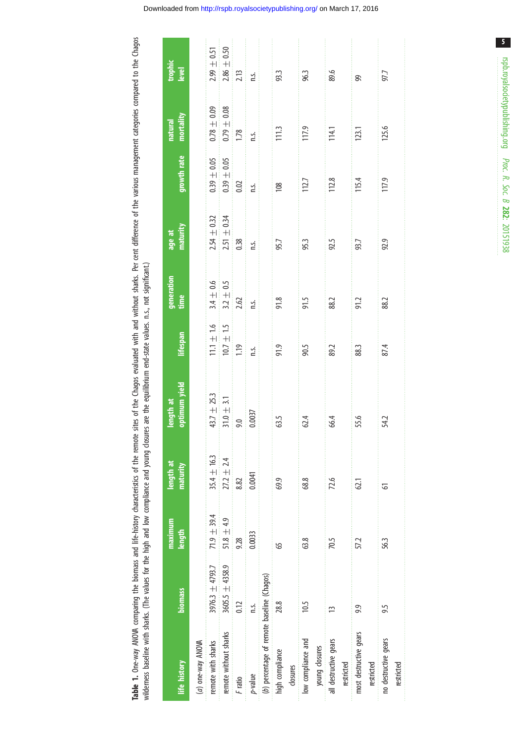**Table 1.** One-way ANOVA comparing the biomass and life-history characteristics of the remote sites of the Chagos evaluated with and without sharks. Per cent difference of the various management categories compared to the Chagos wilderness baseline with sharks. (The values for the high and low compliance and young closures are the equilibrium end-state values. n.s., not significant.)

| life history | biomass | maximum length | length at maturity | length at optimum yield | lifespan | generation time | age at maturity | growth rate | natural mortality | trophic level |
|---|---|---|---|---|---|---|---|---|---|---|
| (*a*) one-way ANOVA | | | | | | | | | | |
| remote with sharks | 3976.3 ± 4793.7 | 71.9 ± 39.4 | 35.4 ± 16.3 | 43.7 ± 25.3 | 11.1 ± 1.6 | 3.4 ± 0.6 | 2.54 ± 0.32 | 0.39 ± 0.05 | 0.78 ± 0.09 | 2.99 ± 0.51 |
| remote without sharks | 3605.5 ± 4358.9 | 51.8 ± 4.9 | 27.2 ± 2.4 | 31.0 ± 3.1 | 10.7 ± 1.5 | 3.2 ± 0.5 | 2.51 ± 0.34 | 0.39 ± 0.05 | 0.79 ± 0.08 | 2.86 ± 0.50 |
| *F* ratio | 0.12 | 9.28 | 8.82 | 9.0 | 1.19 | 2.62 | 0.38 | 0.02 | 1.78 | 2.13 |
| *p*-value | n.s. | 0.0033 | 0.0041 | 0.0037 | n.s. | n.s. | n.s. | n.s. | n.s. | n.s. |
| (*b*) percentage of remote baseline (Chagos) | | | | | | | | | | |
| high compliance closures | 28.8 | 65 | 69.9 | 63.5 | 91.9 | 91.8 | 95.7 | 108 | 111.3 | 93.3 |
| low compliance and young closures | 10.5 | 63.8 | 68.8 | 62.4 | 90.5 | 91.5 | 95.3 | 112.7 | 117.9 | 96.3 |
| all destructive gears restricted | 13 | 70.5 | 72.6 | 66.4 | 89.2 | 88.2 | 92.5 | 112.8 | 114.1 | 89.6 |
| most destructive gears restricted | 9.9 | 57.2 | 62.1 | 55.6 | 88.3 | 91.2 | 93.7 | 115.4 | 123.1 | 99 |
| no destructive gears restricted | 9.5 | 56.3 | 61 | 54.2 | 87.4 | 88.2 | 92.9 | 117.9 | 125.6 | 97.7 |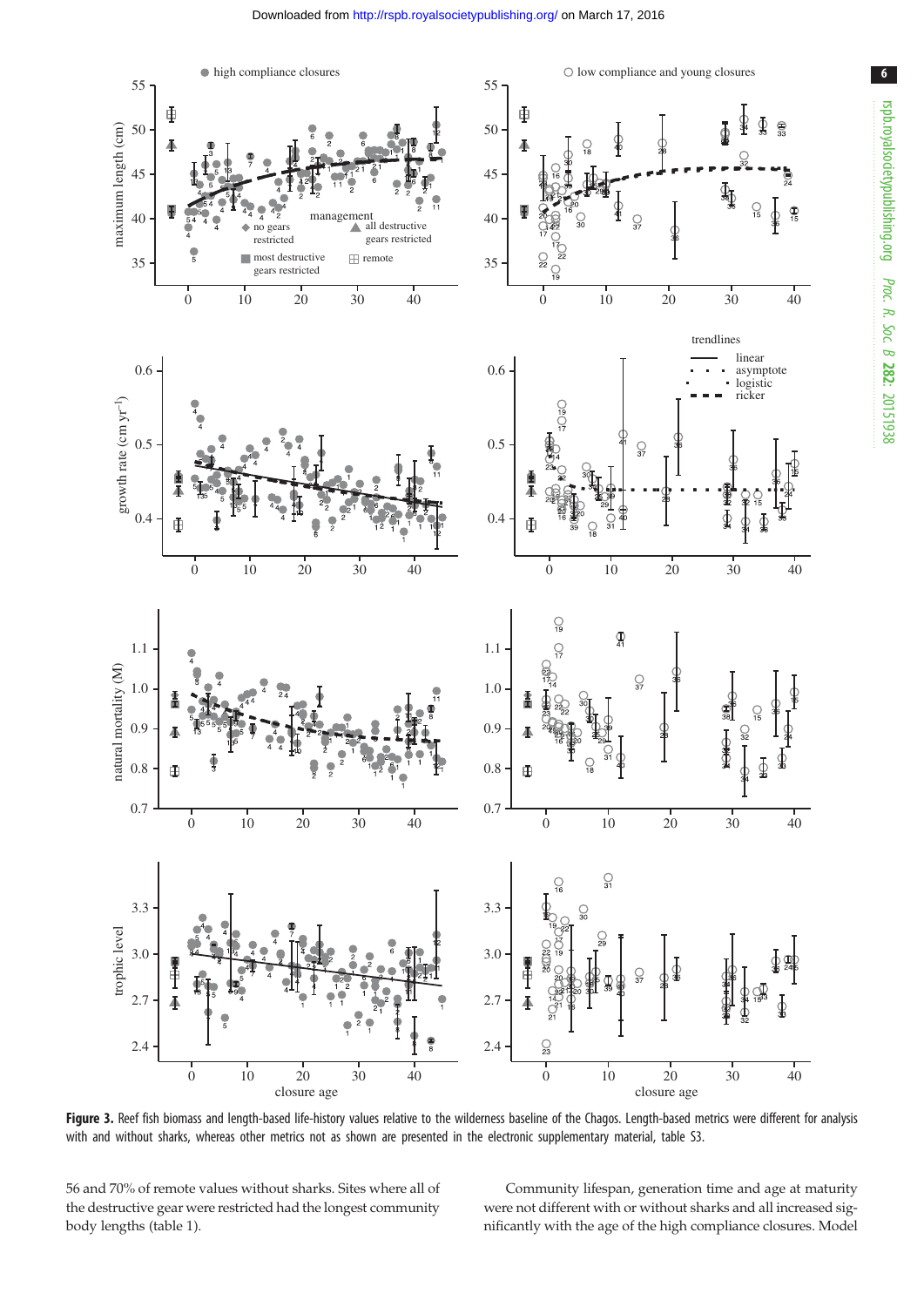**Figure 3.** Reef fish biomass and length-based life-history values relative to the wilderness baseline of the Chagos. Length-based metrics were different for analysis with and without sharks, whereas other metrics not as shown are presented in the electronic supplementary material, table S3.

56 and 70% of remote values without sharks. Sites where all of the destructive gear were restricted had the longest community body lengths (table 1).

Community lifespan, generation time and age at maturity were not different with or without sharks and all increased significantly with the age of the high compliance closures. Model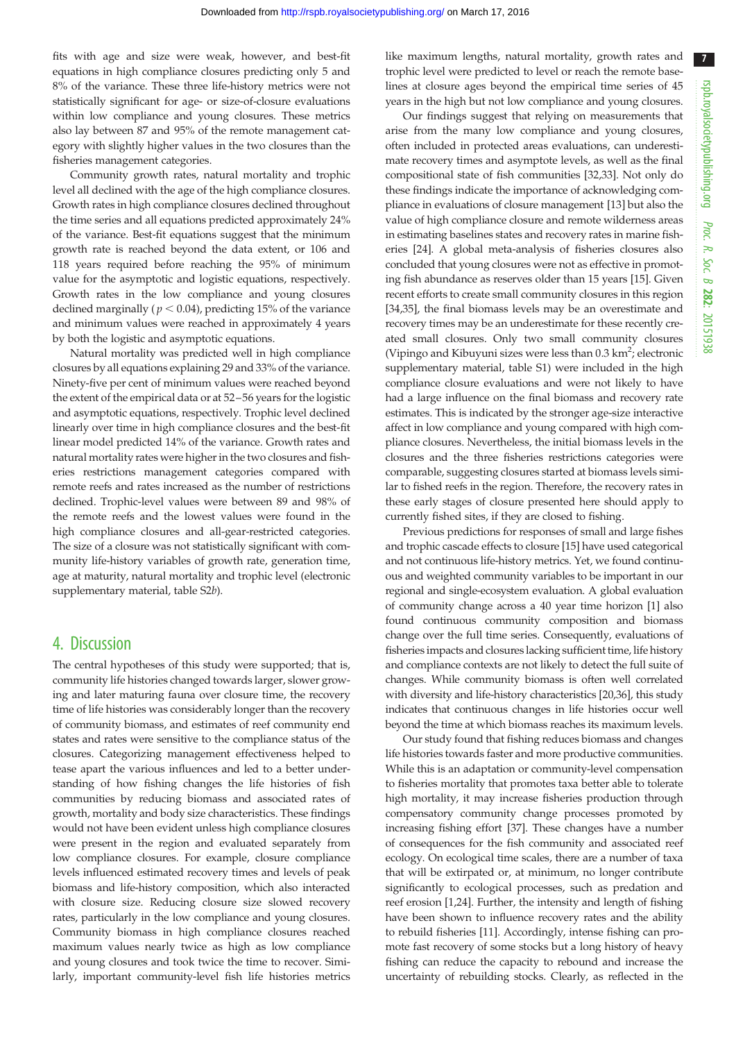fits with age and size were weak, however, and best-fit equations in high compliance closures predicting only 5 and 8% of the variance. These three life-history metrics were not statistically significant for age- or size-of-closure evaluations within low compliance and young closures. These metrics also lay between 87 and 95% of the remote management category with slightly higher values in the two closures than the fisheries management categories.

Community growth rates, natural mortality and trophic level all declined with the age of the high compliance closures. Growth rates in high compliance closures declined throughout the time series and all equations predicted approximately 24% of the variance. Best-fit equations suggest that the minimum growth rate is reached beyond the data extent, or 106 and 118 years required before reaching the 95% of minimum value for the asymptotic and logistic equations, respectively. Growth rates in the low compliance and young closures declined marginally ($p < 0.04$), predicting 15% of the variance and minimum values were reached in approximately 4 years by both the logistic and asymptotic equations.

Natural mortality was predicted well in high compliance closures by all equations explaining 29 and 33% of the variance. Ninety-five per cent of minimum values were reached beyond the extent of the empirical data or at 52–56 years for the logistic and asymptotic equations, respectively. Trophic level declined linearly over time in high compliance closures and the best-fit linear model predicted 14% of the variance. Growth rates and natural mortality rates were higher in the two closures and fisheries restrictions management categories compared with remote reefs and rates increased as the number of restrictions declined. Trophic-level values were between 89 and 98% of the remote reefs and the lowest values were found in the high compliance closures and all-gear-restricted categories. The size of a closure was not statistically significant with community life-history variables of growth rate, generation time, age at maturity, natural mortality and trophic level (electronic supplementary material, table S2*b*).

## 4. Discussion

The central hypotheses of this study were supported; that is, community life histories changed towards larger, slower growing and later maturing fauna over closure time, the recovery time of life histories was considerably longer than the recovery of community biomass, and estimates of reef community end states and rates were sensitive to the compliance status of the closures. Categorizing management effectiveness helped to tease apart the various influences and led to a better understanding of how fishing changes the life histories of fish communities by reducing biomass and associated rates of growth, mortality and body size characteristics. These findings would not have been evident unless high compliance closures were present in the region and evaluated separately from low compliance closures. For example, closure compliance levels influenced estimated recovery times and levels of peak biomass and life-history composition, which also interacted with closure size. Reducing closure size slowed recovery rates, particularly in the low compliance and young closures. Community biomass in high compliance closures reached maximum values nearly twice as high as low compliance and young closures and took twice the time to recover. Similarly, important community-level fish life histories metrics like maximum lengths, natural mortality, growth rates and trophic level were predicted to level or reach the remote baselines at closure ages beyond the empirical time series of 45 years in the high but not low compliance and young closures.

Our findings suggest that relying on measurements that arise from the many low compliance and young closures, often included in protected areas evaluations, can underestimate recovery times and asymptote levels, as well as the final compositional state of fish communities [32,33]. Not only do these findings indicate the importance of acknowledging compliance in evaluations of closure management [13] but also the value of high compliance closure and remote wilderness areas in estimating baselines states and recovery rates in marine fisheries [24]. A global meta-analysis of fisheries closures also concluded that young closures were not as effective in promoting fish abundance as reserves older than 15 years [15]. Given recent efforts to create small community closures in this region [34,35], the final biomass levels may be an overestimate and recovery times may be an underestimate for these recently created small closures. Only two small community closures (Vipingo and Kibuyuni sites were less than 0.3 km$^2$; electronic supplementary material, table S1) were included in the high compliance closure evaluations and were not likely to have had a large influence on the final biomass and recovery rate estimates. This is indicated by the stronger age-size interactive affect in low compliance and young compared with high compliance closures. Nevertheless, the initial biomass levels in the closures and the three fisheries restrictions categories were comparable, suggesting closures started at biomass levels similar to fished reefs in the region. Therefore, the recovery rates in these early stages of closure presented here should apply to currently fished sites, if they are closed to fishing.

Previous predictions for responses of small and large fishes and trophic cascade effects to closure [15] have used categorical and not continuous life-history metrics. Yet, we found continuous and weighted community variables to be important in our regional and single-ecosystem evaluation. A global evaluation of community change across a 40 year time horizon [1] also found continuous community composition and biomass change over the full time series. Consequently, evaluations of fisheries impacts and closures lacking sufficient time, life history and compliance contexts are not likely to detect the full suite of changes. While community biomass is often well correlated with diversity and life-history characteristics [20,36], this study indicates that continuous changes in life histories occur well beyond the time at which biomass reaches its maximum levels.

Our study found that fishing reduces biomass and changes life histories towards faster and more productive communities. While this is an adaptation or community-level compensation to fisheries mortality that promotes taxa better able to tolerate high mortality, it may increase fisheries production through compensatory community change processes promoted by increasing fishing effort [37]. These changes have a number of consequences for the fish community and associated reef ecology. On ecological time scales, there are a number of taxa that will be extirpated or, at minimum, no longer contribute significantly to ecological processes, such as predation and reef erosion [1,24]. Further, the intensity and length of fishing have been shown to influence recovery rates and the ability to rebuild fisheries [11]. Accordingly, intense fishing can promote fast recovery of some stocks but a long history of heavy fishing can reduce the capacity to rebound and increase the uncertainty of rebuilding stocks. Clearly, as reflected in the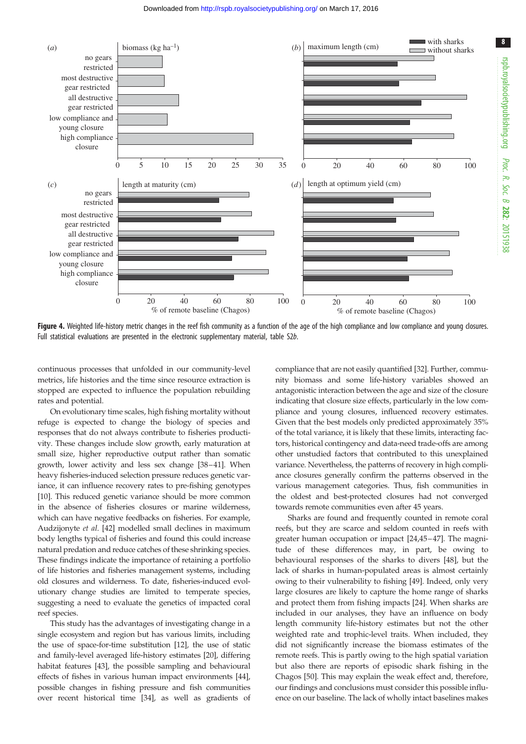**Figure 4.** Weighted life-history metric changes in the reef fish community as a function of the age of the high compliance and low compliance and young closures. Full statistical evaluations are presented in the electronic supplementary material, table S2*b*.

continuous processes that unfolded in our community-level metrics, life histories and the time since resource extraction is stopped are expected to influence the population rebuilding rates and potential.

On evolutionary time scales, high fishing mortality without refuge is expected to change the biology of species and responses that do not always contribute to fisheries productivity. These changes include slow growth, early maturation at small size, higher reproductive output rather than somatic growth, lower activity and less sex change [38–41]. When heavy fisheries-induced selection pressure reduces genetic variance, it can influence recovery rates to pre-fishing genotypes [10]. This reduced genetic variance should be more common in the absence of fisheries closures or marine wilderness, which can have negative feedbacks on fisheries. For example, Audzijonyte *et al.* [42] modelled small declines in maximum body lengths typical of fisheries and found this could increase natural predation and reduce catches of these shrinking species. These findings indicate the importance of retaining a portfolio of life histories and fisheries management systems, including old closures and wilderness. To date, fisheries-induced evolutionary change studies are limited to temperate species, suggesting a need to evaluate the genetics of impacted coral reef species.

This study has the advantages of investigating change in a single ecosystem and region but has various limits, including the use of space-for-time substitution [12], the use of static and family-level averaged life-history estimates [20], differing habitat features [43], the possible sampling and behavioural effects of fishes in various human impact environments [44], possible changes in fishing pressure and fish communities over recent historical time [34], as well as gradients of compliance that are not easily quantified [32]. Further, community biomass and some life-history variables showed an antagonistic interaction between the age and size of the closure indicating that closure size effects, particularly in the low compliance and young closures, influenced recovery estimates. Given that the best models only predicted approximately 35% of the total variance, it is likely that these limits, interacting factors, historical contingency and data-need trade-offs are among other unstudied factors that contributed to this unexplained variance. Nevertheless, the patterns of recovery in high compliance closures generally confirm the patterns observed in the various management categories. Thus, fish communities in the oldest and best-protected closures had not converged towards remote communities even after 45 years.

Sharks are found and frequently counted in remote coral reefs, but they are scarce and seldom counted in reefs with greater human occupation or impact [24,45–47]. The magnitude of these differences may, in part, be owing to behavioural responses of the sharks to divers [48], but the lack of sharks in human-populated areas is almost certainly owing to their vulnerability to fishing [49]. Indeed, only very large closures are likely to capture the home range of sharks and protect them from fishing impacts [24]. When sharks are included in our analyses, they have an influence on body length community life-history estimates but not the other weighted rate and trophic-level traits. When included, they did not significantly increase the biomass estimates of the remote reefs. This is partly owing to the high spatial variation but also there are reports of episodic shark fishing in the Chagos [50]. This may explain the weak effect and, therefore, our findings and conclusions must consider this possible influence on our baseline. The lack of wholly intact baselines makes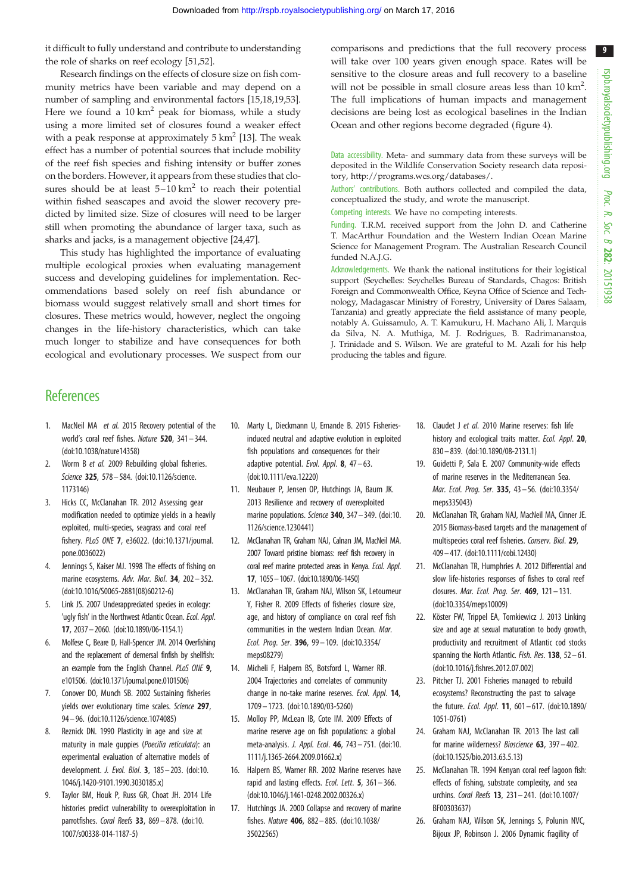it difficult to fully understand and contribute to understanding the role of sharks on reef ecology [51,52].

Research findings on the effects of closure size on fish community metrics have been variable and may depend on a number of sampling and environmental factors [15,18,19,53]. Here we found a 10 km$^2$ peak for biomass, while a study using a more limited set of closures found a weaker effect with a peak response at approximately 5 km$^2$ [13]. The weak effect has a number of potential sources that include mobility of the reef fish species and fishing intensity or buffer zones on the borders. However, it appears from these studies that closures should be at least 5–10 km$^2$ to reach their potential within fished seascapes and avoid the slower recovery predicted by limited size. Size of closures will need to be larger still when promoting the abundance of larger taxa, such as sharks and jacks, is a management objective [24,47].

This study has highlighted the importance of evaluating multiple ecological proxies when evaluating management success and developing guidelines for implementation. Recommendations based solely on reef fish abundance or biomass would suggest relatively small and short times for closures. These metrics would, however, neglect the ongoing changes in the life-history characteristics, which can take much longer to stabilize and have consequences for both ecological and evolutionary processes. We suspect from our comparisons and predictions that the full recovery process will take over 100 years given enough space. Rates will be sensitive to the closure areas and full recovery to a baseline will not be possible in small closure areas less than 10 km$^2$. The full implications of human impacts and management decisions are being lost as ecological baselines in the Indian Ocean and other regions become degraded (figure 4).

Data accessibility. Meta- and summary data from these surveys will be deposited in the Wildlife Conservation Society research data repository, http://programs.wcs.org/databases/.

Authors' contributions. Both authors collected and compiled the data, conceptualized the study, and wrote the manuscript.

Competing interests. We have no competing interests.

Funding. T.R.M. received support from the John D. and Catherine T. MacArthur Foundation and the Western Indian Ocean Marine Science for Management Program. The Australian Research Council funded N.A.J.G.

Acknowledgements. We thank the national institutions for their logistical support (Seychelles: Seychelles Bureau of Standards, Chagos: British Foreign and Commonwealth Office, Keyna Office of Science and Technology, Madagascar Ministry of Forestry, University of Dares Salaam, Tanzania) and greatly appreciate the field assistance of many people, notably A. Guissamulo, A. T. Kamukuru, H. Machano Ali, I. Marquis da Silva, N. A. Muthiga, M. J. Rodrigues, B. Radrimananstoa, J. Trinidade and S. Wilson. We are grateful to M. Azali for his help producing the tables and figure.

## References

1. MacNeil MA *et al.* 2015 Recovery potential of the world's coral reef fishes. *Nature* **520**, 341–344. (doi:10.1038/nature14358)
2. Worm B *et al.* 2009 Rebuilding global fisheries. *Science* **325**, 578–584. (doi:10.1126/science.1173146)
3. Hicks CC, McClanahan TR. 2012 Assessing gear modification needed to optimize yields in a heavily exploited, multi-species, seagrass and coral reef fishery. *PLoS ONE* **7**, e36022. (doi:10.1371/journal.pone.0036022)
4. Jennings S, Kaiser MJ. 1998 The effects of fishing on marine ecosystems. *Adv. Mar. Biol*. **34**, 202–352. (doi:10.1016/S0065-2881(08)60212-6)
5. Link JS. 2007 Underappreciated species in ecology: 'ugly fish' in the Northwest Atlantic Ocean. *Ecol. Appl*. **17**, 2037–2060. (doi:10.1890/06-1154.1)
6. Molfese C, Beare D, Hall-Spencer JM. 2014 Overfishing and the replacement of demersal finfish by shellfish: an example from the English Channel. *PLoS ONE* **9**, e101506. (doi:10.1371/journal.pone.0101506)
7. Conover DO, Munch SB. 2002 Sustaining fisheries yields over evolutionary time scales. *Science* **297**, 94–96. (doi:10.1126/science.1074085)
8. Reznick DN. 1990 Plasticity in age and size at maturity in male guppies (*Poecilia reticulata*): an experimental evaluation of alternative models of development. *J. Evol. Biol*. **3**, 185–203. (doi:10.1046/j.1420-9101.1990.3030185.x)
9. Taylor BM, Houk P, Russ GR, Choat JH. 2014 Life histories predict vulnerability to overexploitation in parrotfishes. *Coral Reefs* **33**, 869–878. (doi:10.1007/s00338-014-1187-5)
10. Marty L, Dieckmann U, Ernande B. 2015 Fisheries-induced neutral and adaptive evolution in exploited fish populations and consequences for their adaptive potential. *Evol. Appl*. **8**, 47–63. (doi:10.1111/eva.12220)
11. Neubauer P, Jensen OP, Hutchings JA, Baum JK. 2013 Resilience and recovery of overexploited marine populations. *Science* **340**, 347–349. (doi:10.1126/science.1230441)
12. McClanahan TR, Graham NAJ, Calnan JM, MacNeil MA. 2007 Toward pristine biomass: reef fish recovery in coral reef marine protected areas in Kenya. *Ecol. Appl*. **17**, 1055–1067. (doi:10.1890/06-1450)
13. McClanahan TR, Graham NAJ, Wilson SK, Letourneur Y, Fisher R. 2009 Effects of fisheries closure size, age, and history of compliance on coral reef fish communities in the western Indian Ocean. *Mar. Ecol. Prog. Ser*. **396**, 99–109. (doi:10.3354/meps08279)
14. Micheli F, Halpern BS, Botsford L, Warner RR. 2004 Trajectories and correlates of community change in no-take marine reserves. *Ecol. Appl*. **14**, 1709–1723. (doi:10.1890/03-5260)
15. Molloy PP, McLean IB, Cote IM. 2009 Effects of marine reserve age on fish populations: a global meta-analysis. *J. Appl. Ecol*. **46**, 743–751. (doi:10.1111/j.1365-2664.2009.01662.x)
16. Halpern BS, Warner RR. 2002 Marine reserves have rapid and lasting effects. *Ecol. Lett*. **5**, 361–366. (doi:10.1046/j.1461-0248.2002.00326.x)
17. Hutchings JA. 2000 Collapse and recovery of marine fishes. *Nature* **406**, 882–885. (doi:10.1038/35022565)
18. Claudet J *et al.* 2010 Marine reserves: fish life history and ecological traits matter. *Ecol. Appl*. **20**, 830–839. (doi:10.1890/08-2131.1)
19. Guidetti P, Sala E. 2007 Community-wide effects of marine reserves in the Mediterranean Sea. *Mar. Ecol. Prog. Ser*. **335**, 43–56. (doi:10.3354/meps335043)
20. McClanahan TR, Graham NAJ, MacNeil MA, Cinner JE. 2015 Biomass-based targets and the management of multispecies coral reef fisheries. *Conserv. Biol*. **29**, 409–417. (doi:10.1111/cobi.12430)
21. McClanahan TR, Humphries A. 2012 Differential and slow life-histories responses of fishes to coral reef closures. *Mar. Ecol. Prog. Ser*. **469**, 121–131. (doi:10.3354/meps10009)
22. Köster FW, Trippel EA, Tomkiewicz J. 2013 Linking size and age at sexual maturation to body growth, productivity and recruitment of Atlantic cod stocks spanning the North Atlantic. *Fish. Res*. **138**, 52–61. (doi:10.1016/j.fishres.2012.07.002)
23. Pitcher TJ. 2001 Fisheries managed to rebuild ecosystems? Reconstructing the past to salvage the future. *Ecol. Appl*. **11**, 601–617. (doi:10.1890/1051-0761)
24. Graham NAJ, McClanahan TR. 2013 The last call for marine wilderness? *Bioscience* **63**, 397–402. (doi:10.1525/bio.2013.63.5.13)
25. McClanahan TR. 1994 Kenyan coral reef lagoon fish: effects of fishing, substrate complexity, and sea urchins. *Coral Reefs* **13**, 231–241. (doi:10.1007/BF00303637)
26. Graham NAJ, Wilson SK, Jennings S, Polunin NVC, Bijoux JP, Robinson J. 2006 Dynamic fragility of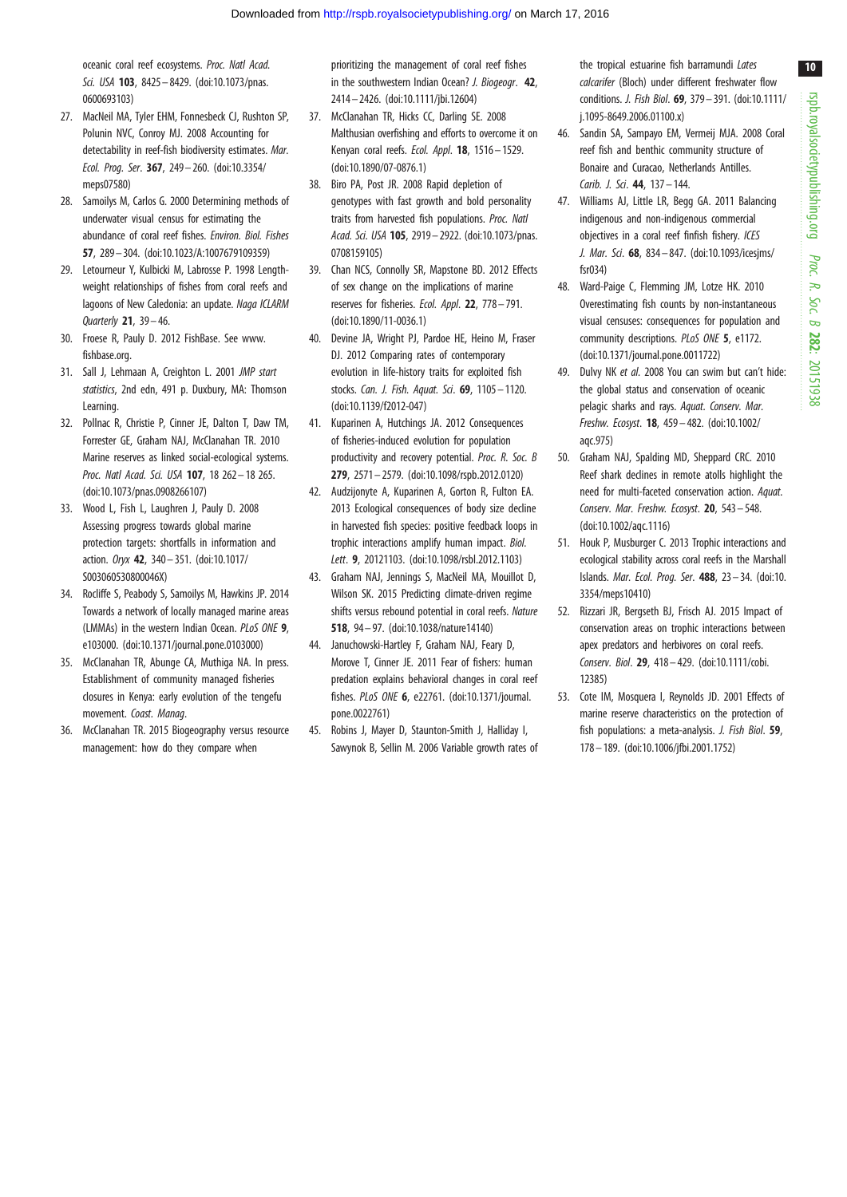oceanic coral reef ecosystems. *Proc. Natl Acad. Sci. USA* **103**, 8425–8429. (doi:10.1073/pnas.0600693103)

27. MacNeil MA, Tyler EHM, Fonnesbeck CJ, Rushton SP, Polunin NVC, Conroy MJ. 2008 Accounting for detectability in reef-fish biodiversity estimates. *Mar. Ecol. Prog. Ser*. **367**, 249–260. (doi:10.3354/meps07580)
28. Samoilys M, Carlos G. 2000 Determining methods of underwater visual census for estimating the abundance of coral reef fishes. *Environ. Biol. Fishes* **57**, 289–304. (doi:10.1023/A:1007679109359)
29. Letourneur Y, Kulbicki M, Labrosse P. 1998 Length-weight relationships of fishes from coral reefs and lagoons of New Caledonia: an update. *Naga ICLARM Quarterly* **21**, 39–46.
30. Froese R, Pauly D. 2012 FishBase. See www.fishbase.org.
31. Sall J, Lehmaan A, Creighton L. 2001 *JMP start statistics*, 2nd edn, 491 p. Duxbury, MA: Thomson Learning.
32. Pollnac R, Christie P, Cinner JE, Dalton T, Daw TM, Forrester GE, Graham NAJ, McClanahan TR. 2010 Marine reserves as linked social-ecological systems. *Proc. Natl Acad. Sci. USA* **107**, 18 262–18 265. (doi:10.1073/pnas.0908266107)
33. Wood L, Fish L, Laughren J, Pauly D. 2008 Assessing progress towards global marine protection targets: shortfalls in information and action. *Oryx* **42**, 340–351. (doi:10.1017/S003060530800046X)
34. Rocliffe S, Peabody S, Samoilys M, Hawkins JP. 2014 Towards a network of locally managed marine areas (LMMAs) in the western Indian Ocean. *PLoS ONE* **9**, e103000. (doi:10.1371/journal.pone.0103000)
35. McClanahan TR, Abunge CA, Muthiga NA. In press. Establishment of community managed fisheries closures in Kenya: early evolution of the tengefu movement. *Coast. Manag*.
36. McClanahan TR. 2015 Biogeography versus resource management: how do they compare when prioritizing the management of coral reef fishes in the southwestern Indian Ocean? *J. Biogeogr*. **42**, 2414–2426. (doi:10.1111/jbi.12604)
37. McClanahan TR, Hicks CC, Darling SE. 2008 Malthusian overfishing and efforts to overcome it on Kenyan coral reefs. *Ecol. Appl*. **18**, 1516–1529. (doi:10.1890/07-0876.1)
38. Biro PA, Post JR. 2008 Rapid depletion of genotypes with fast growth and bold personality traits from harvested fish populations. *Proc. Natl Acad. Sci. USA* **105**, 2919–2922. (doi:10.1073/pnas.0708159105)
39. Chan NCS, Connolly SR, Mapstone BD. 2012 Effects of sex change on the implications of marine reserves for fisheries. *Ecol. Appl*. **22**, 778–791. (doi:10.1890/11-0036.1)
40. Devine JA, Wright PJ, Pardoe HE, Heino M, Fraser DJ. 2012 Comparing rates of contemporary evolution in life-history traits for exploited fish stocks. *Can. J. Fish. Aquat. Sci*. **69**, 1105–1120. (doi:10.1139/f2012-047)
41. Kuparinen A, Hutchings JA. 2012 Consequences of fisheries-induced evolution for population productivity and recovery potential. *Proc. R. Soc. B* **279**, 2571–2579. (doi:10.1098/rspb.2012.0120)
42. Audzijonyte A, Kuparinen A, Gorton R, Fulton EA. 2013 Ecological consequences of body size decline in harvested fish species: positive feedback loops in trophic interactions amplify human impact. *Biol. Lett*. **9**, 20121103. (doi:10.1098/rsbl.2012.1103)
43. Graham NAJ, Jennings S, MacNeil MA, Mouillot D, Wilson SK. 2015 Predicting climate-driven regime shifts versus rebound potential in coral reefs. *Nature* **518**, 94–97. (doi:10.1038/nature14140)
44. Januchowski-Hartley F, Graham NAJ, Feary D, Morove T, Cinner JE. 2011 Fear of fishers: human predation explains behavioral changes in coral reef fishes. *PLoS ONE* **6**, e22761. (doi:10.1371/journal.pone.0022761)
45. Robins J, Mayer D, Staunton-Smith J, Halliday I, Sawynok B, Sellin M. 2006 Variable growth rates of the tropical estuarine fish barramundi *Lates calcarifer* (Bloch) under different freshwater flow conditions. *J. Fish Biol*. **69**, 379–391. (doi:10.1111/j.1095-8649.2006.01100.x)
46. Sandin SA, Sampayo EM, Vermeij MJA. 2008 Coral reef fish and benthic community structure of Bonaire and Curacao, Netherlands Antilles. *Carib. J. Sci*. **44**, 137–144.
47. Williams AJ, Little LR, Begg GA. 2011 Balancing indigenous and non-indigenous commercial objectives in a coral reef finfish fishery. *ICES J. Mar. Sci*. **68**, 834–847. (doi:10.1093/icesjms/fsr034)
48. Ward-Paige C, Flemming JM, Lotze HK. 2010 Overestimating fish counts by non-instantaneous visual censuses: consequences for population and community descriptions. *PLoS ONE* **5**, e1172. (doi:10.1371/journal.pone.0011722)
49. Dulvy NK *et al.* 2008 You can swim but can't hide: the global status and conservation of oceanic pelagic sharks and rays. *Aquat. Conserv. Mar. Freshw. Ecosyst*. **18**, 459–482. (doi:10.1002/aqc.975)
50. Graham NAJ, Spalding MD, Sheppard CRC. 2010 Reef shark declines in remote atolls highlight the need for multi-faceted conservation action. *Aquat. Conserv. Mar. Freshw. Ecosyst*. **20**, 543–548. (doi:10.1002/aqc.1116)
51. Houk P, Musburger C. 2013 Trophic interactions and ecological stability across coral reefs in the Marshall Islands. *Mar. Ecol. Prog. Ser*. **488**, 23–34. (doi:10.3354/meps10410)
52. Rizzari JR, Bergseth BJ, Frisch AJ. 2015 Impact of conservation areas on trophic interactions between apex predators and herbivores on coral reefs. *Conserv. Biol*. **29**, 418–429. (doi:10.1111/cobi.12385)
53. Cote IM, Mosquera I, Reynolds JD. 2001 Effects of marine reserve characteristics on the protection of fish populations: a meta-analysis. *J. Fish Biol*. **59**, 178–189. (doi:10.1006/jfbi.2001.1752)